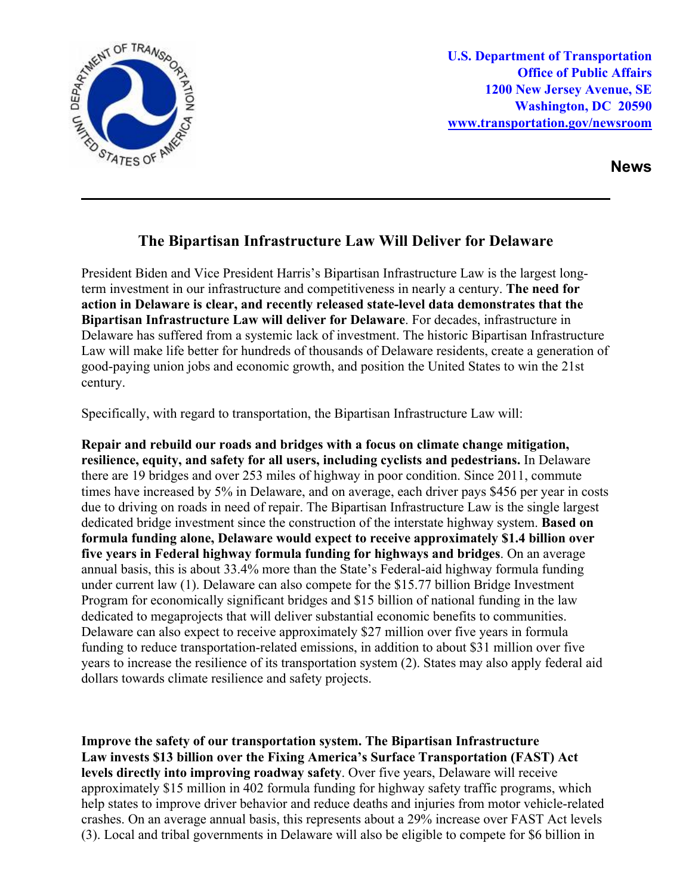U.S. Department of Transportation
Office of Public Affairs
1200 New Jersey Avenue, SE
Washington, DC 20590
www.transportation.gov/newsroom

**News**

---

# The Bipartisan Infrastructure Law Will Deliver for Delaware

President Biden and Vice President Harris's Bipartisan Infrastructure Law is the largest long-term investment in our infrastructure and competitiveness in nearly a century. **The need for action in Delaware is clear, and recently released state-level data demonstrates that the Bipartisan Infrastructure Law will deliver for Delaware**. For decades, infrastructure in Delaware has suffered from a systemic lack of investment. The historic Bipartisan Infrastructure Law will make life better for hundreds of thousands of Delaware residents, create a generation of good-paying union jobs and economic growth, and position the United States to win the 21st century.

Specifically, with regard to transportation, the Bipartisan Infrastructure Law will:

**Repair and rebuild our roads and bridges with a focus on climate change mitigation, resilience, equity, and safety for all users, including cyclists and pedestrians.** In Delaware there are 19 bridges and over 253 miles of highway in poor condition. Since 2011, commute times have increased by 5% in Delaware, and on average, each driver pays $456 per year in costs due to driving on roads in need of repair. The Bipartisan Infrastructure Law is the single largest dedicated bridge investment since the construction of the interstate highway system. **Based on formula funding alone, Delaware would expect to receive approximately $1.4 billion over five years in Federal highway formula funding for highways and bridges**. On an average annual basis, this is about 33.4% more than the State's Federal-aid highway formula funding under current law (1). Delaware can also compete for the $15.77 billion Bridge Investment Program for economically significant bridges and $15 billion of national funding in the law dedicated to megaprojects that will deliver substantial economic benefits to communities. Delaware can also expect to receive approximately $27 million over five years in formula funding to reduce transportation-related emissions, in addition to about $31 million over five years to increase the resilience of its transportation system (2). States may also apply federal aid dollars towards climate resilience and safety projects.

**Improve the safety of our transportation system. The Bipartisan Infrastructure Law invests $13 billion over the Fixing America's Surface Transportation (FAST) Act levels directly into improving roadway safety**. Over five years, Delaware will receive approximately $15 million in 402 formula funding for highway safety traffic programs, which help states to improve driver behavior and reduce deaths and injuries from motor vehicle-related crashes. On an average annual basis, this represents about a 29% increase over FAST Act levels (3). Local and tribal governments in Delaware will also be eligible to compete for $6 billion in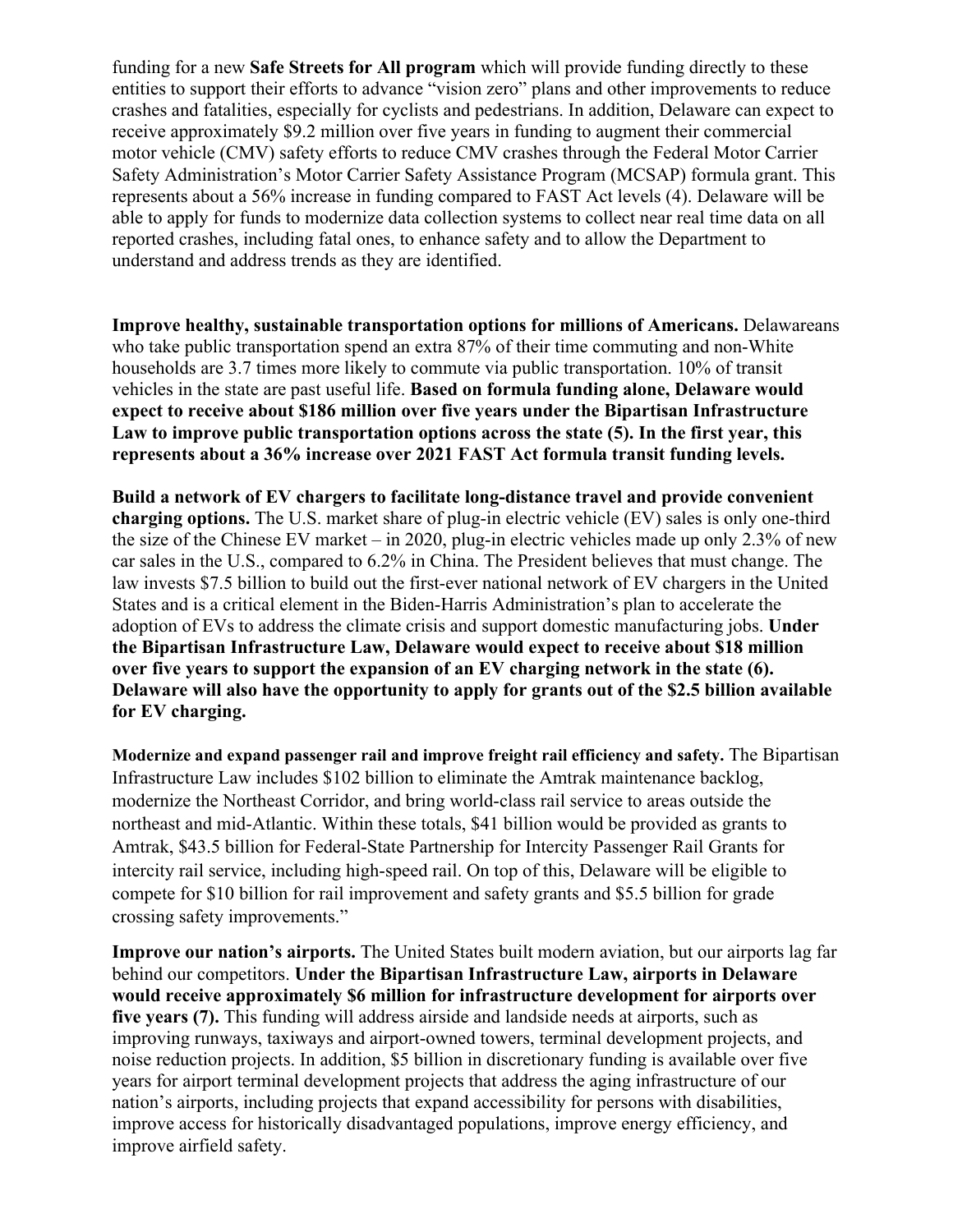funding for a new **Safe Streets for All program** which will provide funding directly to these entities to support their efforts to advance "vision zero" plans and other improvements to reduce crashes and fatalities, especially for cyclists and pedestrians. In addition, Delaware can expect to receive approximately $9.2 million over five years in funding to augment their commercial motor vehicle (CMV) safety efforts to reduce CMV crashes through the Federal Motor Carrier Safety Administration's Motor Carrier Safety Assistance Program (MCSAP) formula grant. This represents about a 56% increase in funding compared to FAST Act levels (4). Delaware will be able to apply for funds to modernize data collection systems to collect near real time data on all reported crashes, including fatal ones, to enhance safety and to allow the Department to understand and address trends as they are identified.

**Improve healthy, sustainable transportation options for millions of Americans.** Delawareans who take public transportation spend an extra 87% of their time commuting and non-White households are 3.7 times more likely to commute via public transportation. 10% of transit vehicles in the state are past useful life. **Based on formula funding alone, Delaware would expect to receive about $186 million over five years under the Bipartisan Infrastructure Law to improve public transportation options across the state (5). In the first year, this represents about a 36% increase over 2021 FAST Act formula transit funding levels.**

**Build a network of EV chargers to facilitate long-distance travel and provide convenient charging options.** The U.S. market share of plug-in electric vehicle (EV) sales is only one-third the size of the Chinese EV market – in 2020, plug-in electric vehicles made up only 2.3% of new car sales in the U.S., compared to 6.2% in China. The President believes that must change. The law invests $7.5 billion to build out the first-ever national network of EV chargers in the United States and is a critical element in the Biden-Harris Administration's plan to accelerate the adoption of EVs to address the climate crisis and support domestic manufacturing jobs. **Under the Bipartisan Infrastructure Law, Delaware would expect to receive about $18 million over five years to support the expansion of an EV charging network in the state (6). Delaware will also have the opportunity to apply for grants out of the $2.5 billion available for EV charging.**

**Modernize and expand passenger rail and improve freight rail efficiency and safety.** The Bipartisan Infrastructure Law includes $102 billion to eliminate the Amtrak maintenance backlog, modernize the Northeast Corridor, and bring world-class rail service to areas outside the northeast and mid-Atlantic. Within these totals, $41 billion would be provided as grants to Amtrak, $43.5 billion for Federal-State Partnership for Intercity Passenger Rail Grants for intercity rail service, including high-speed rail. On top of this, Delaware will be eligible to compete for $10 billion for rail improvement and safety grants and $5.5 billion for grade crossing safety improvements."

**Improve our nation's airports.** The United States built modern aviation, but our airports lag far behind our competitors. **Under the Bipartisan Infrastructure Law, airports in Delaware would receive approximately $6 million for infrastructure development for airports over five years (7).** This funding will address airside and landside needs at airports, such as improving runways, taxiways and airport-owned towers, terminal development projects, and noise reduction projects. In addition, $5 billion in discretionary funding is available over five years for airport terminal development projects that address the aging infrastructure of our nation's airports, including projects that expand accessibility for persons with disabilities, improve access for historically disadvantaged populations, improve energy efficiency, and improve airfield safety.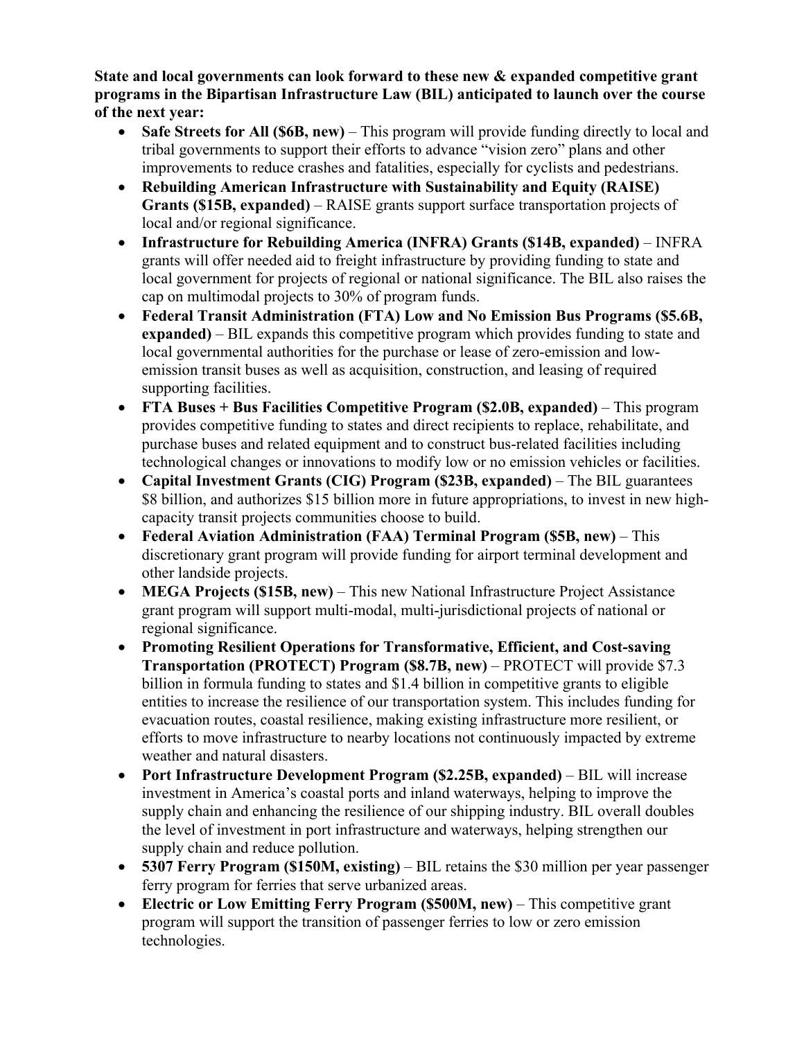**State and local governments can look forward to these new & expanded competitive grant programs in the Bipartisan Infrastructure Law (BIL) anticipated to launch over the course of the next year:**

- **Safe Streets for All ($6B, new)** – This program will provide funding directly to local and tribal governments to support their efforts to advance "vision zero" plans and other improvements to reduce crashes and fatalities, especially for cyclists and pedestrians.
- **Rebuilding American Infrastructure with Sustainability and Equity (RAISE) Grants ($15B, expanded)** – RAISE grants support surface transportation projects of local and/or regional significance.
- **Infrastructure for Rebuilding America (INFRA) Grants ($14B, expanded)** – INFRA grants will offer needed aid to freight infrastructure by providing funding to state and local government for projects of regional or national significance. The BIL also raises the cap on multimodal projects to 30% of program funds.
- **Federal Transit Administration (FTA) Low and No Emission Bus Programs ($5.6B, expanded)** – BIL expands this competitive program which provides funding to state and local governmental authorities for the purchase or lease of zero-emission and low-emission transit buses as well as acquisition, construction, and leasing of required supporting facilities.
- **FTA Buses + Bus Facilities Competitive Program ($2.0B, expanded)** – This program provides competitive funding to states and direct recipients to replace, rehabilitate, and purchase buses and related equipment and to construct bus-related facilities including technological changes or innovations to modify low or no emission vehicles or facilities.
- **Capital Investment Grants (CIG) Program ($23B, expanded)** – The BIL guarantees $8 billion, and authorizes $15 billion more in future appropriations, to invest in new high-capacity transit projects communities choose to build.
- **Federal Aviation Administration (FAA) Terminal Program ($5B, new)** – This discretionary grant program will provide funding for airport terminal development and other landside projects.
- **MEGA Projects ($15B, new)** – This new National Infrastructure Project Assistance grant program will support multi-modal, multi-jurisdictional projects of national or regional significance.
- **Promoting Resilient Operations for Transformative, Efficient, and Cost-saving Transportation (PROTECT) Program ($8.7B, new)** – PROTECT will provide $7.3 billion in formula funding to states and $1.4 billion in competitive grants to eligible entities to increase the resilience of our transportation system. This includes funding for evacuation routes, coastal resilience, making existing infrastructure more resilient, or efforts to move infrastructure to nearby locations not continuously impacted by extreme weather and natural disasters.
- **Port Infrastructure Development Program ($2.25B, expanded)** – BIL will increase investment in America's coastal ports and inland waterways, helping to improve the supply chain and enhancing the resilience of our shipping industry. BIL overall doubles the level of investment in port infrastructure and waterways, helping strengthen our supply chain and reduce pollution.
- **5307 Ferry Program ($150M, existing)** – BIL retains the $30 million per year passenger ferry program for ferries that serve urbanized areas.
- **Electric or Low Emitting Ferry Program ($500M, new)** – This competitive grant program will support the transition of passenger ferries to low or zero emission technologies.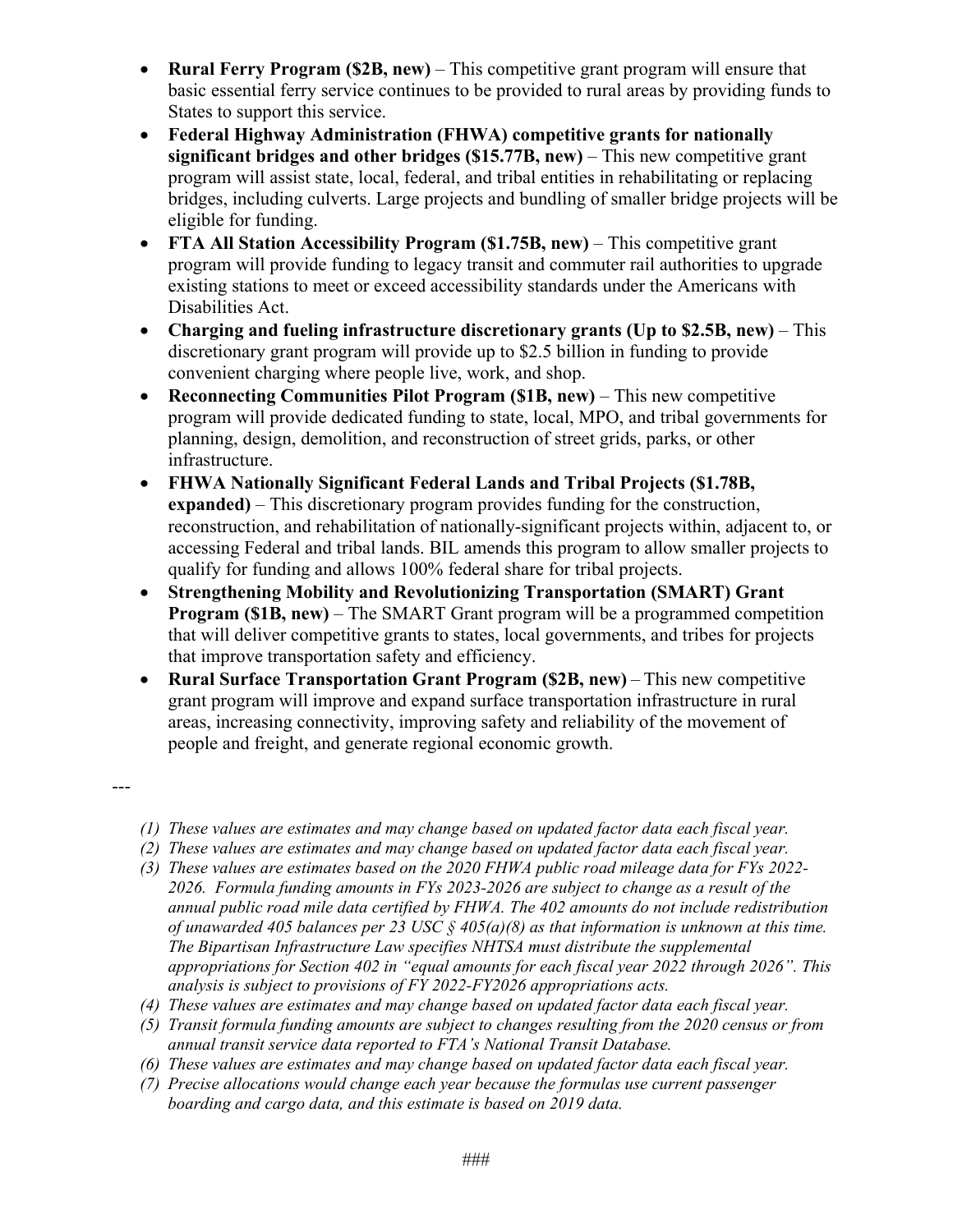- **Rural Ferry Program ($2B, new)** – This competitive grant program will ensure that basic essential ferry service continues to be provided to rural areas by providing funds to States to support this service.
- **Federal Highway Administration (FHWA) competitive grants for nationally significant bridges and other bridges ($15.77B, new)** – This new competitive grant program will assist state, local, federal, and tribal entities in rehabilitating or replacing bridges, including culverts. Large projects and bundling of smaller bridge projects will be eligible for funding.
- **FTA All Station Accessibility Program ($1.75B, new)** – This competitive grant program will provide funding to legacy transit and commuter rail authorities to upgrade existing stations to meet or exceed accessibility standards under the Americans with Disabilities Act.
- **Charging and fueling infrastructure discretionary grants (Up to $2.5B, new)** – This discretionary grant program will provide up to $2.5 billion in funding to provide convenient charging where people live, work, and shop.
- **Reconnecting Communities Pilot Program ($1B, new)** – This new competitive program will provide dedicated funding to state, local, MPO, and tribal governments for planning, design, demolition, and reconstruction of street grids, parks, or other infrastructure.
- **FHWA Nationally Significant Federal Lands and Tribal Projects ($1.78B, expanded)** – This discretionary program provides funding for the construction, reconstruction, and rehabilitation of nationally-significant projects within, adjacent to, or accessing Federal and tribal lands. BIL amends this program to allow smaller projects to qualify for funding and allows 100% federal share for tribal projects.
- **Strengthening Mobility and Revolutionizing Transportation (SMART) Grant Program ($1B, new)** – The SMART Grant program will be a programmed competition that will deliver competitive grants to states, local governments, and tribes for projects that improve transportation safety and efficiency.
- **Rural Surface Transportation Grant Program ($2B, new)** – This new competitive grant program will improve and expand surface transportation infrastructure in rural areas, increasing connectivity, improving safety and reliability of the movement of people and freight, and generate regional economic growth.

---

*(1) These values are estimates and may change based on updated factor data each fiscal year.*

*(2) These values are estimates and may change based on updated factor data each fiscal year.*

*(3) These values are estimates based on the 2020 FHWA public road mileage data for FYs 2022-2026. Formula funding amounts in FYs 2023-2026 are subject to change as a result of the annual public road mile data certified by FHWA. The 402 amounts do not include redistribution of unawarded 405 balances per 23 USC § 405(a)(8) as that information is unknown at this time. The Bipartisan Infrastructure Law specifies NHTSA must distribute the supplemental appropriations for Section 402 in "equal amounts for each fiscal year 2022 through 2026". This analysis is subject to provisions of FY 2022-FY2026 appropriations acts.*

*(4) These values are estimates and may change based on updated factor data each fiscal year.*

*(5) Transit formula funding amounts are subject to changes resulting from the 2020 census or from annual transit service data reported to FTA's National Transit Database.*

*(6) These values are estimates and may change based on updated factor data each fiscal year.*

*(7) Precise allocations would change each year because the formulas use current passenger boarding and cargo data, and this estimate is based on 2019 data.*

###